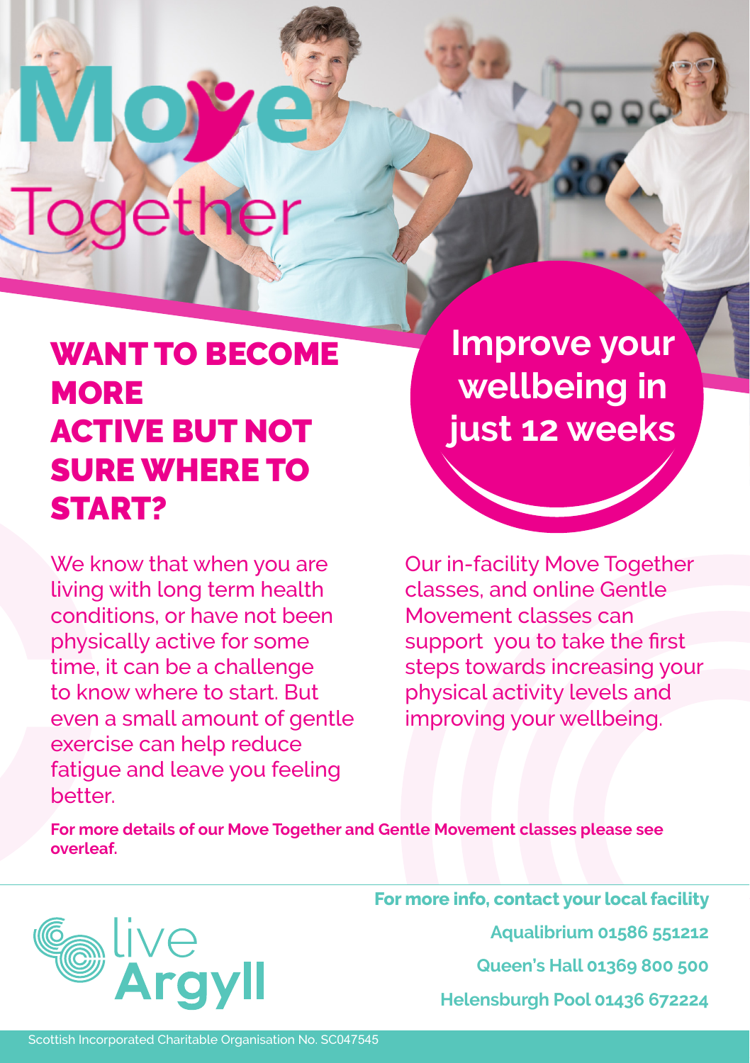# Move Together

## WANT TO BECOME MORE ACTIVE BUT NOT SURE WHERE TO START?

**Improve your wellbeing in just 12 weeks**

We know that when you are living with long term health conditions, or have not been physically active for some time, it can be a challenge to know where to start. But even a small amount of gentle exercise can help reduce fatigue and leave you feeling better.

Our in-facility Move Together classes, and online Gentle Movement classes can support you to take the first steps towards increasing your physical activity levels and improving your wellbeing.

**For more details of our Move Together and Gentle Movement classes please see overleaf.**

live Argyll

**For more info, contact your local facility**

**Aqualibrium 01586 551212**

**Queen's Hall 01369 800 500**

**Helensburgh Pool 01436 672224**

Scottish Incorporated Charitable Organisation No. SC047545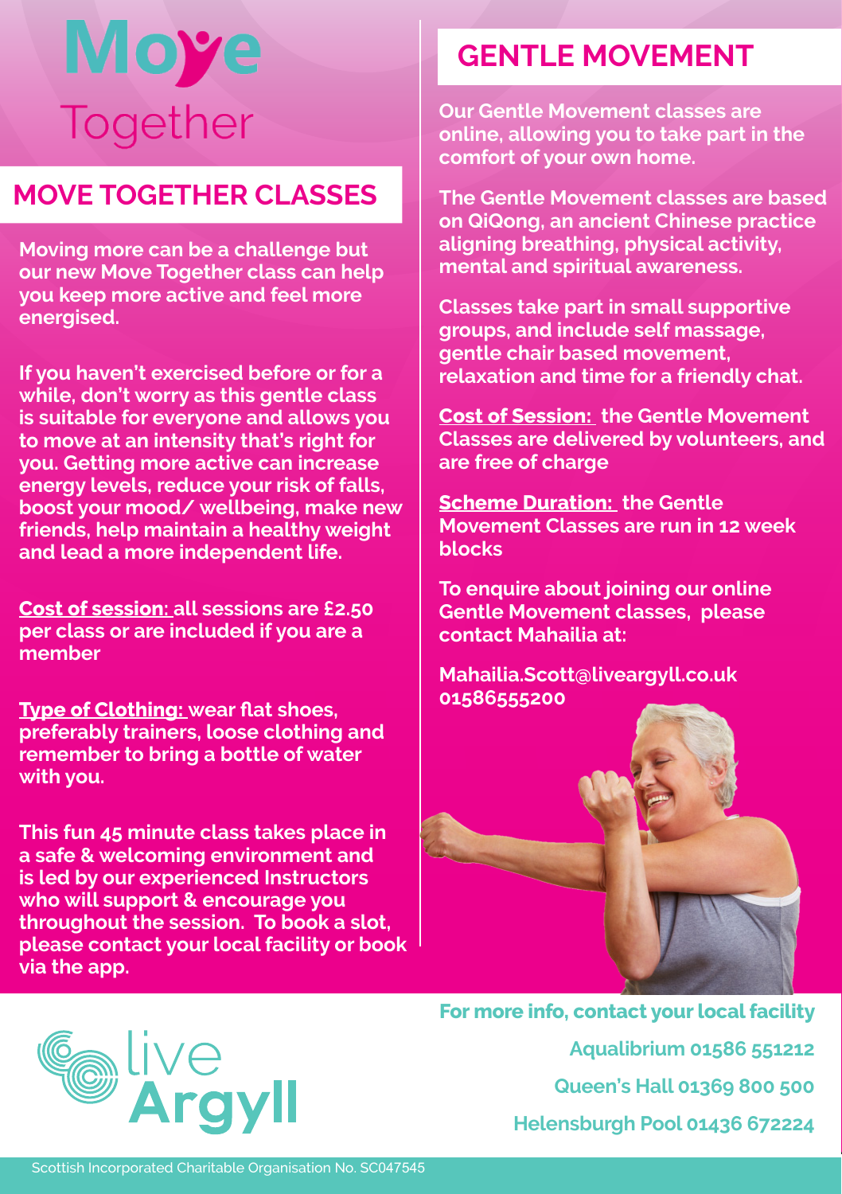# Move Together

## MOVE TOGETHER CLASSES

**Moving more can be a challenge but our new Move Together class can help you keep more active and feel more energised.**

**If you haven't exercised before or for a while, don't worry as this gentle class is suitable for everyone and allows you to move at an intensity that's right for you. Getting more active can increase energy levels, reduce your risk of falls, boost your mood/ wellbeing, make new friends, help maintain a healthy weight and lead a more independent life.**

**Cost of session:** all sessions are £2.50 per class or are included if you are a member

**Type of Clothing:** wear flat shoes, preferably trainers, loose clothing and remember to bring a bottle of water with you.

**This fun 45 minute class takes place in a safe & welcoming environment and is led by our experienced Instructors who will support & encourage you throughout the session. To book a slot, please contact your local facility or book via the app.**

## GENTLE MOVEMENT

**Our Gentle Movement classes are online, allowing you to take part in the comfort of your own home.**

**The Gentle Movement classes are based on QiQong, an ancient Chinese practice aligning breathing, physical activity, mental and spiritual awareness.**

**Classes take part in small supportive groups, and include self massage, gentle chair based movement, relaxation and time for a friendly chat.**

**Cost of Session:** the Gentle Movement Classes are delivered by volunteers, and are free of charge

**Scheme Duration:** the Gentle Movement Classes are run in 12 week blocks

**To enquire about joining our online Gentle Movement classes, please contact Mahailia at:**

**Mahailia.Scott@liveargyll.co.uk**
**01586555200**

**For more info, contact your local facility**

Aqualibrium 01586 551212

Queen's Hall 01369 800 500

Helensburgh Pool 01436 672224

live Argyll

Scottish Incorporated Charitable Organisation No. SC047545